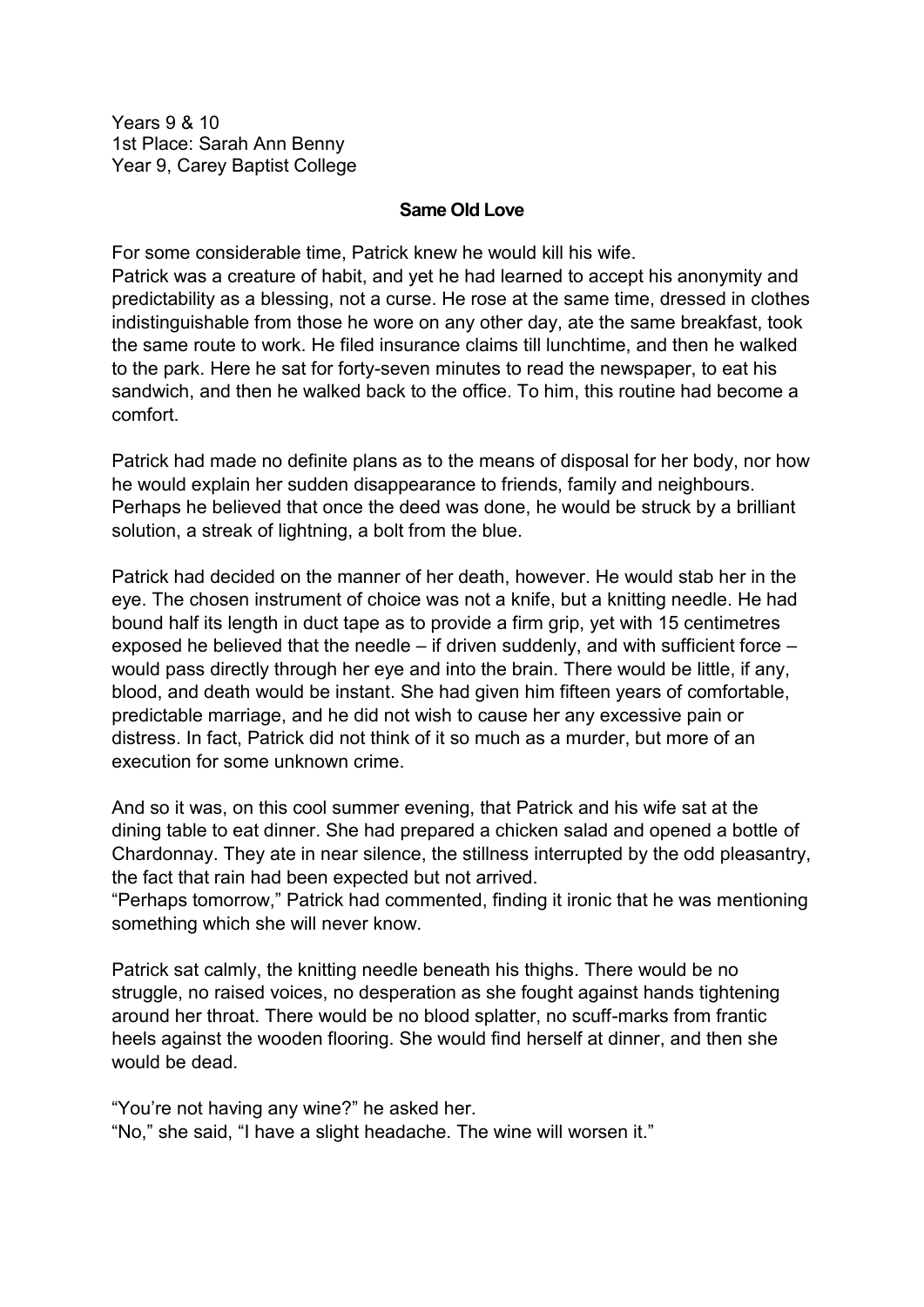Years 9 & 10
1st Place: Sarah Ann Benny
Year 9, Carey Baptist College

**Same Old Love**

For some considerable time, Patrick knew he would kill his wife.
Patrick was a creature of habit, and yet he had learned to accept his anonymity and predictability as a blessing, not a curse. He rose at the same time, dressed in clothes indistinguishable from those he wore on any other day, ate the same breakfast, took the same route to work. He filed insurance claims till lunchtime, and then he walked to the park. Here he sat for forty-seven minutes to read the newspaper, to eat his sandwich, and then he walked back to the office. To him, this routine had become a comfort.

Patrick had made no definite plans as to the means of disposal for her body, nor how he would explain her sudden disappearance to friends, family and neighbours. Perhaps he believed that once the deed was done, he would be struck by a brilliant solution, a streak of lightning, a bolt from the blue.

Patrick had decided on the manner of her death, however. He would stab her in the eye. The chosen instrument of choice was not a knife, but a knitting needle. He had bound half its length in duct tape as to provide a firm grip, yet with 15 centimetres exposed he believed that the needle – if driven suddenly, and with sufficient force – would pass directly through her eye and into the brain. There would be little, if any, blood, and death would be instant. She had given him fifteen years of comfortable, predictable marriage, and he did not wish to cause her any excessive pain or distress. In fact, Patrick did not think of it so much as a murder, but more of an execution for some unknown crime.

And so it was, on this cool summer evening, that Patrick and his wife sat at the dining table to eat dinner. She had prepared a chicken salad and opened a bottle of Chardonnay. They ate in near silence, the stillness interrupted by the odd pleasantry, the fact that rain had been expected but not arrived.
"Perhaps tomorrow," Patrick had commented, finding it ironic that he was mentioning something which she will never know.

Patrick sat calmly, the knitting needle beneath his thighs. There would be no struggle, no raised voices, no desperation as she fought against hands tightening around her throat. There would be no blood splatter, no scuff-marks from frantic heels against the wooden flooring. She would find herself at dinner, and then she would be dead.

"You're not having any wine?" he asked her.
"No," she said, "I have a slight headache. The wine will worsen it."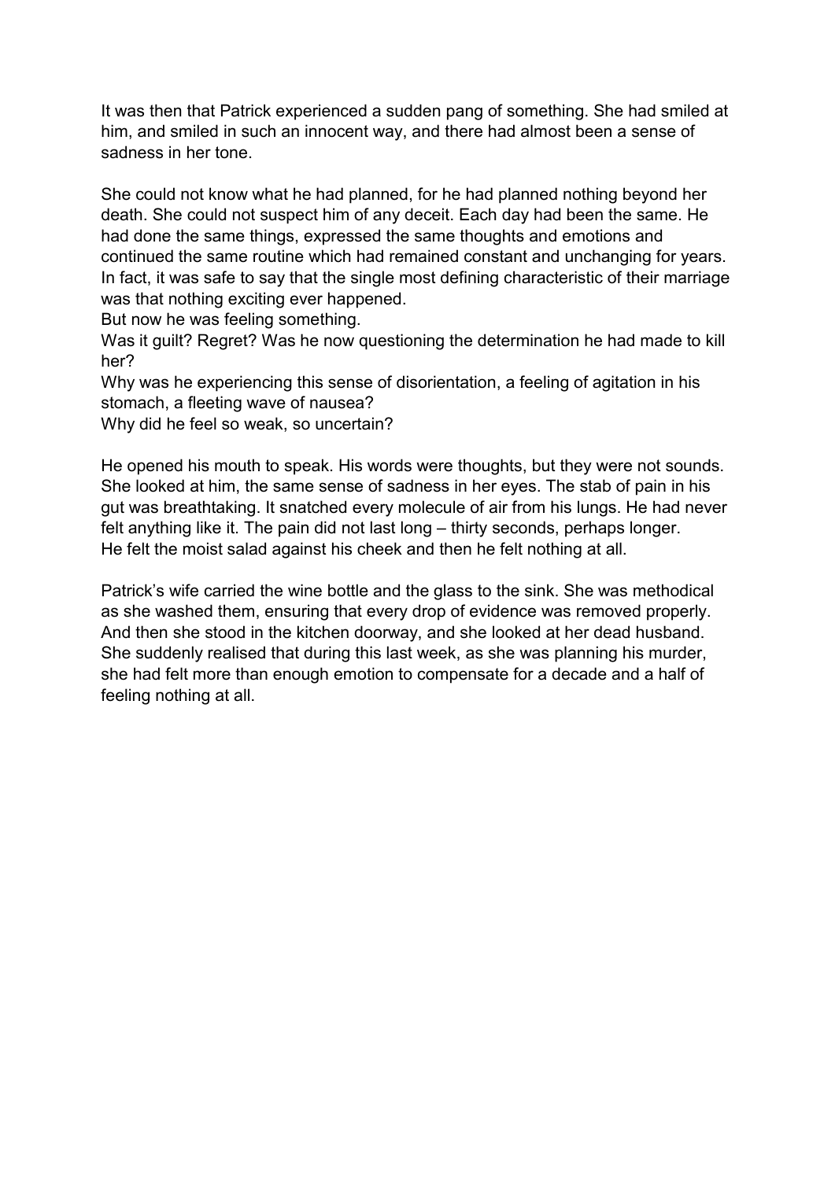It was then that Patrick experienced a sudden pang of something. She had smiled at him, and smiled in such an innocent way, and there had almost been a sense of sadness in her tone.

She could not know what he had planned, for he had planned nothing beyond her death. She could not suspect him of any deceit. Each day had been the same. He had done the same things, expressed the same thoughts and emotions and continued the same routine which had remained constant and unchanging for years. In fact, it was safe to say that the single most defining characteristic of their marriage was that nothing exciting ever happened.
But now he was feeling something.
Was it guilt? Regret? Was he now questioning the determination he had made to kill her?
Why was he experiencing this sense of disorientation, a feeling of agitation in his stomach, a fleeting wave of nausea?
Why did he feel so weak, so uncertain?

He opened his mouth to speak. His words were thoughts, but they were not sounds. She looked at him, the same sense of sadness in her eyes. The stab of pain in his gut was breathtaking. It snatched every molecule of air from his lungs. He had never felt anything like it. The pain did not last long – thirty seconds, perhaps longer. He felt the moist salad against his cheek and then he felt nothing at all.

Patrick's wife carried the wine bottle and the glass to the sink. She was methodical as she washed them, ensuring that every drop of evidence was removed properly. And then she stood in the kitchen doorway, and she looked at her dead husband. She suddenly realised that during this last week, as she was planning his murder, she had felt more than enough emotion to compensate for a decade and a half of feeling nothing at all.